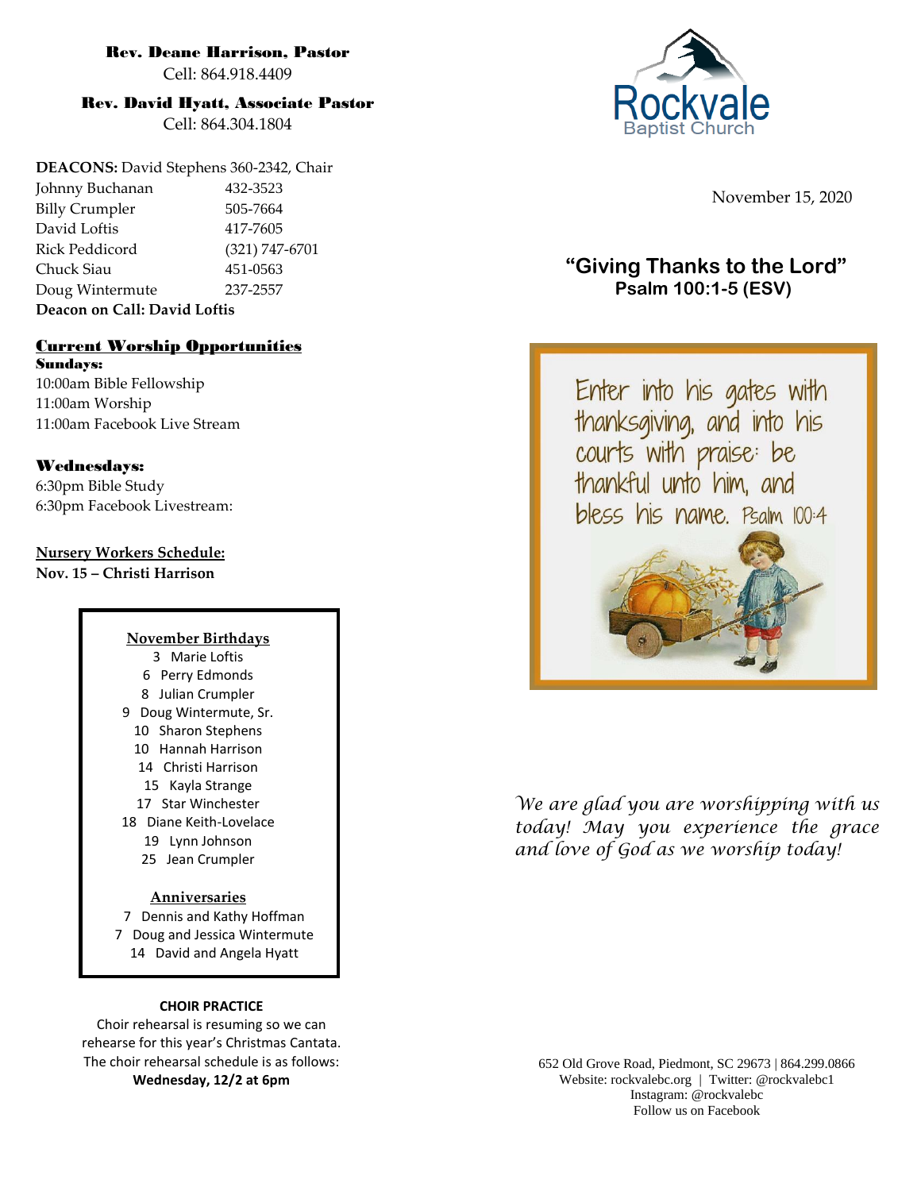**Rev. Deane Harrison, Pastor**
Cell: 864.918.4409

**Rev. David Hyatt, Associate Pastor**
Cell: 864.304.1804

**DEACONS:** David Stephens 360-2342, Chair

| | |
|---|---|
| Johnny Buchanan | 432-3523 |
| Billy Crumpler | 505-7664 |
| David Loftis | 417-7605 |
| Rick Peddicord | (321) 747-6701 |
| Chuck Siau | 451-0563 |
| Doug Wintermute | 237-2557 |

**Deacon on Call: David Loftis**

## Current Worship Opportunities

**Sundays:**
10:00am Bible Fellowship
11:00am Worship
11:00am Facebook Live Stream

**Wednesdays:**
6:30pm Bible Study
6:30pm Facebook Livestream:

**Nursery Workers Schedule:**
**Nov. 15 – Christi Harrison**

**November Birthdays**
3 Marie Loftis
6 Perry Edmonds
8 Julian Crumpler
9 Doug Wintermute, Sr.
10 Sharon Stephens
10 Hannah Harrison
14 Christi Harrison
15 Kayla Strange
17 Star Winchester
18 Diane Keith-Lovelace
19 Lynn Johnson
25 Jean Crumpler

**Anniversaries**
7 Dennis and Kathy Hoffman
7 Doug and Jessica Wintermute
14 David and Angela Hyatt

**CHOIR PRACTICE**
Choir rehearsal is resuming so we can rehearse for this year's Christmas Cantata. The choir rehearsal schedule is as follows:
**Wednesday, 12/2 at 6pm**

Rockvale Baptist Church

November 15, 2020

## "Giving Thanks to the Lord"
**Psalm 100:1-5 (ESV)**

Enter into his gates with thanksgiving, and into his courts with praise: be thankful unto him, and bless his name. Psalm 100:4

*We are glad you are worshipping with us today! May you experience the grace and love of God as we worship today!*

652 Old Grove Road, Piedmont, SC 29673 | 864.299.0866
Website: rockvalebc.org | Twitter: @rockvalebc1
Instagram: @rockvalebc
Follow us on Facebook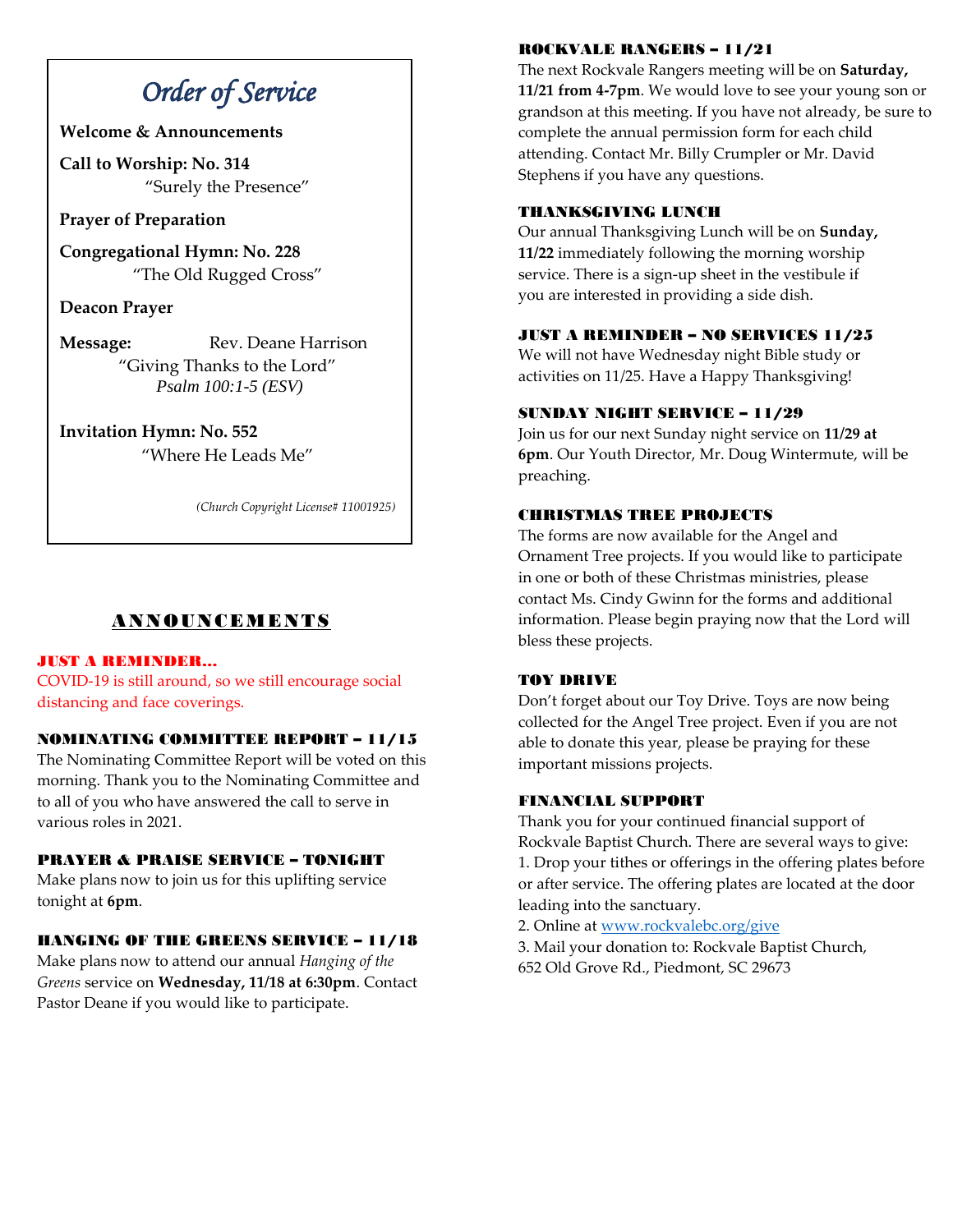# *Order of Service*

**Welcome & Announcements**

**Call to Worship: No. 314**
"Surely the Presence"

**Prayer of Preparation**

**Congregational Hymn: No. 228**
"The Old Rugged Cross"

**Deacon Prayer**

**Message:** Rev. Deane Harrison
"Giving Thanks to the Lord"
*Psalm 100:1-5 (ESV)*

**Invitation Hymn: No. 552**
"Where He Leads Me"

*(Church Copyright License# 11001925)*

## ANNOUNCEMENTS

### JUST A REMINDER…

COVID-19 is still around, so we still encourage social distancing and face coverings.

### NOMINATING COMMITTEE REPORT – 11/15

The Nominating Committee Report will be voted on this morning. Thank you to the Nominating Committee and to all of you who have answered the call to serve in various roles in 2021.

### PRAYER & PRAISE SERVICE – TONIGHT

Make plans now to join us for this uplifting service tonight at **6pm**.

### HANGING OF THE GREENS SERVICE – 11/18

Make plans now to attend our annual *Hanging of the Greens* service on **Wednesday, 11/18 at 6:30pm**. Contact Pastor Deane if you would like to participate.

### ROCKVALE RANGERS – 11/21

The next Rockvale Rangers meeting will be on **Saturday, 11/21 from 4-7pm**. We would love to see your young son or grandson at this meeting. If you have not already, be sure to complete the annual permission form for each child attending. Contact Mr. Billy Crumpler or Mr. David Stephens if you have any questions.

### THANKSGIVING LUNCH

Our annual Thanksgiving Lunch will be on **Sunday, 11/22** immediately following the morning worship service. There is a sign-up sheet in the vestibule if you are interested in providing a side dish.

### JUST A REMINDER – NO SERVICES 11/25

We will not have Wednesday night Bible study or activities on 11/25. Have a Happy Thanksgiving!

### SUNDAY NIGHT SERVICE – 11/29

Join us for our next Sunday night service on **11/29 at 6pm**. Our Youth Director, Mr. Doug Wintermute, will be preaching.

### CHRISTMAS TREE PROJECTS

The forms are now available for the Angel and Ornament Tree projects. If you would like to participate in one or both of these Christmas ministries, please contact Ms. Cindy Gwinn for the forms and additional information. Please begin praying now that the Lord will bless these projects.

### TOY DRIVE

Don't forget about our Toy Drive. Toys are now being collected for the Angel Tree project. Even if you are not able to donate this year, please be praying for these important missions projects.

### FINANCIAL SUPPORT

Thank you for your continued financial support of Rockvale Baptist Church. There are several ways to give:

1. Drop your tithes or offerings in the offering plates before or after service. The offering plates are located at the door leading into the sanctuary.
2. Online at [www.rockvalebc.org/give](www.rockvalebc.org/give)
3. Mail your donation to: Rockvale Baptist Church, 652 Old Grove Rd., Piedmont, SC 29673